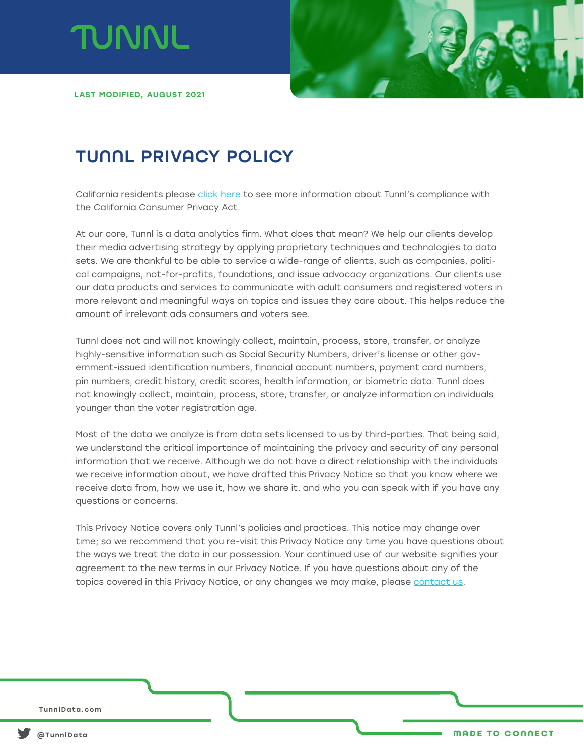# TUNNL

**LAST MODIFIED, AUGUST 2021**

## TUNNL PRIVACY POLICY

California residents please click here to see more information about Tunnl's compliance with the California Consumer Privacy Act.

At our core, Tunnl is a data analytics firm. What does that mean? We help our clients develop their media advertising strategy by applying proprietary techniques and technologies to data sets. We are thankful to be able to service a wide-range of clients, such as companies, political campaigns, not-for-profits, foundations, and issue advocacy organizations. Our clients use our data products and services to communicate with adult consumers and registered voters in more relevant and meaningful ways on topics and issues they care about. This helps reduce the amount of irrelevant ads consumers and voters see.

Tunnl does not and will not knowingly collect, maintain, process, store, transfer, or analyze highly-sensitive information such as Social Security Numbers, driver's license or other government-issued identification numbers, financial account numbers, payment card numbers, pin numbers, credit history, credit scores, health information, or biometric data. Tunnl does not knowingly collect, maintain, process, store, transfer, or analyze information on individuals younger than the voter registration age.

Most of the data we analyze is from data sets licensed to us by third-parties. That being said, we understand the critical importance of maintaining the privacy and security of any personal information that we receive. Although we do not have a direct relationship with the individuals we receive information about, we have drafted this Privacy Notice so that you know where we receive data from, how we use it, how we share it, and who you can speak with if you have any questions or concerns.

This Privacy Notice covers only Tunnl's policies and practices. This notice may change over time; so we recommend that you re-visit this Privacy Notice any time you have questions about the ways we treat the data in our possession. Your continued use of our website signifies your agreement to the new terms in our Privacy Notice. If you have questions about any of the topics covered in this Privacy Notice, or any changes we may make, please contact us.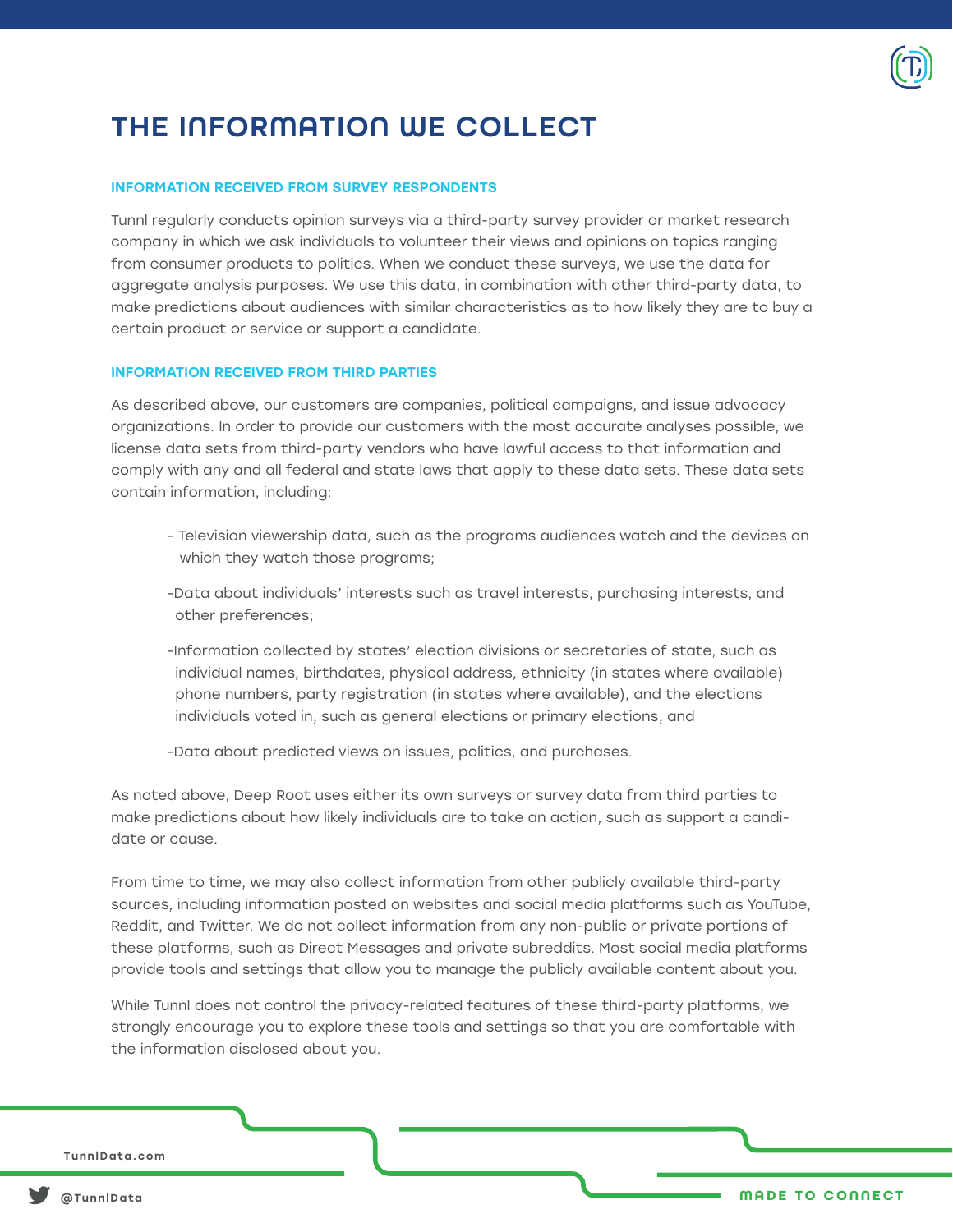# THE INFORMATION WE COLLECT

### INFORMATION RECEIVED FROM SURVEY RESPONDENTS

Tunnl regularly conducts opinion surveys via a third-party survey provider or market research company in which we ask individuals to volunteer their views and opinions on topics ranging from consumer products to politics. When we conduct these surveys, we use the data for aggregate analysis purposes. We use this data, in combination with other third-party data, to make predictions about audiences with similar characteristics as to how likely they are to buy a certain product or service or support a candidate.

### INFORMATION RECEIVED FROM THIRD PARTIES

As described above, our customers are companies, political campaigns, and issue advocacy organizations. In order to provide our customers with the most accurate analyses possible, we license data sets from third-party vendors who have lawful access to that information and comply with any and all federal and state laws that apply to these data sets. These data sets contain information, including:

- Television viewership data, such as the programs audiences watch and the devices on which they watch those programs;
- Data about individuals' interests such as travel interests, purchasing interests, and other preferences;
- Information collected by states' election divisions or secretaries of state, such as individual names, birthdates, physical address, ethnicity (in states where available) phone numbers, party registration (in states where available), and the elections individuals voted in, such as general elections or primary elections; and
- Data about predicted views on issues, politics, and purchases.

As noted above, Deep Root uses either its own surveys or survey data from third parties to make predictions about how likely individuals are to take an action, such as support a candidate or cause.

From time to time, we may also collect information from other publicly available third-party sources, including information posted on websites and social media platforms such as YouTube, Reddit, and Twitter. We do not collect information from any non-public or private portions of these platforms, such as Direct Messages and private subreddits. Most social media platforms provide tools and settings that allow you to manage the publicly available content about you.

While Tunnl does not control the privacy-related features of these third-party platforms, we strongly encourage you to explore these tools and settings so that you are comfortable with the information disclosed about you.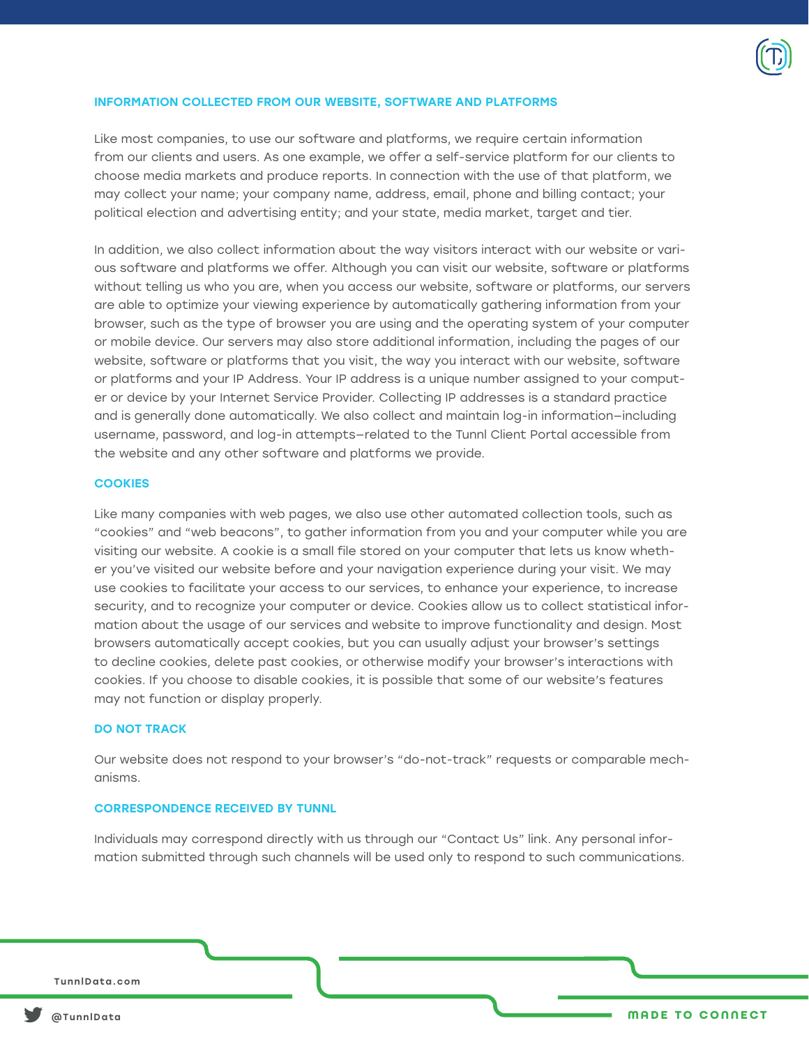## INFORMATION COLLECTED FROM OUR WEBSITE, SOFTWARE AND PLATFORMS

Like most companies, to use our software and platforms, we require certain information from our clients and users. As one example, we offer a self-service platform for our clients to choose media markets and produce reports. In connection with the use of that platform, we may collect your name; your company name, address, email, phone and billing contact; your political election and advertising entity; and your state, media market, target and tier.

In addition, we also collect information about the way visitors interact with our website or various software and platforms we offer. Although you can visit our website, software or platforms without telling us who you are, when you access our website, software or platforms, our servers are able to optimize your viewing experience by automatically gathering information from your browser, such as the type of browser you are using and the operating system of your computer or mobile device. Our servers may also store additional information, including the pages of our website, software or platforms that you visit, the way you interact with our website, software or platforms and your IP Address. Your IP address is a unique number assigned to your computer or device by your Internet Service Provider. Collecting IP addresses is a standard practice and is generally done automatically. We also collect and maintain log-in information—including username, password, and log-in attempts—related to the Tunnl Client Portal accessible from the website and any other software and platforms we provide.

## COOKIES

Like many companies with web pages, we also use other automated collection tools, such as "cookies" and "web beacons", to gather information from you and your computer while you are visiting our website. A cookie is a small file stored on your computer that lets us know whether you've visited our website before and your navigation experience during your visit. We may use cookies to facilitate your access to our services, to enhance your experience, to increase security, and to recognize your computer or device. Cookies allow us to collect statistical information about the usage of our services and website to improve functionality and design. Most browsers automatically accept cookies, but you can usually adjust your browser's settings to decline cookies, delete past cookies, or otherwise modify your browser's interactions with cookies. If you choose to disable cookies, it is possible that some of our website's features may not function or display properly.

## DO NOT TRACK

Our website does not respond to your browser's "do-not-track" requests or comparable mechanisms.

## CORRESPONDENCE RECEIVED BY TUNNL

Individuals may correspond directly with us through our "Contact Us" link. Any personal information submitted through such channels will be used only to respond to such communications.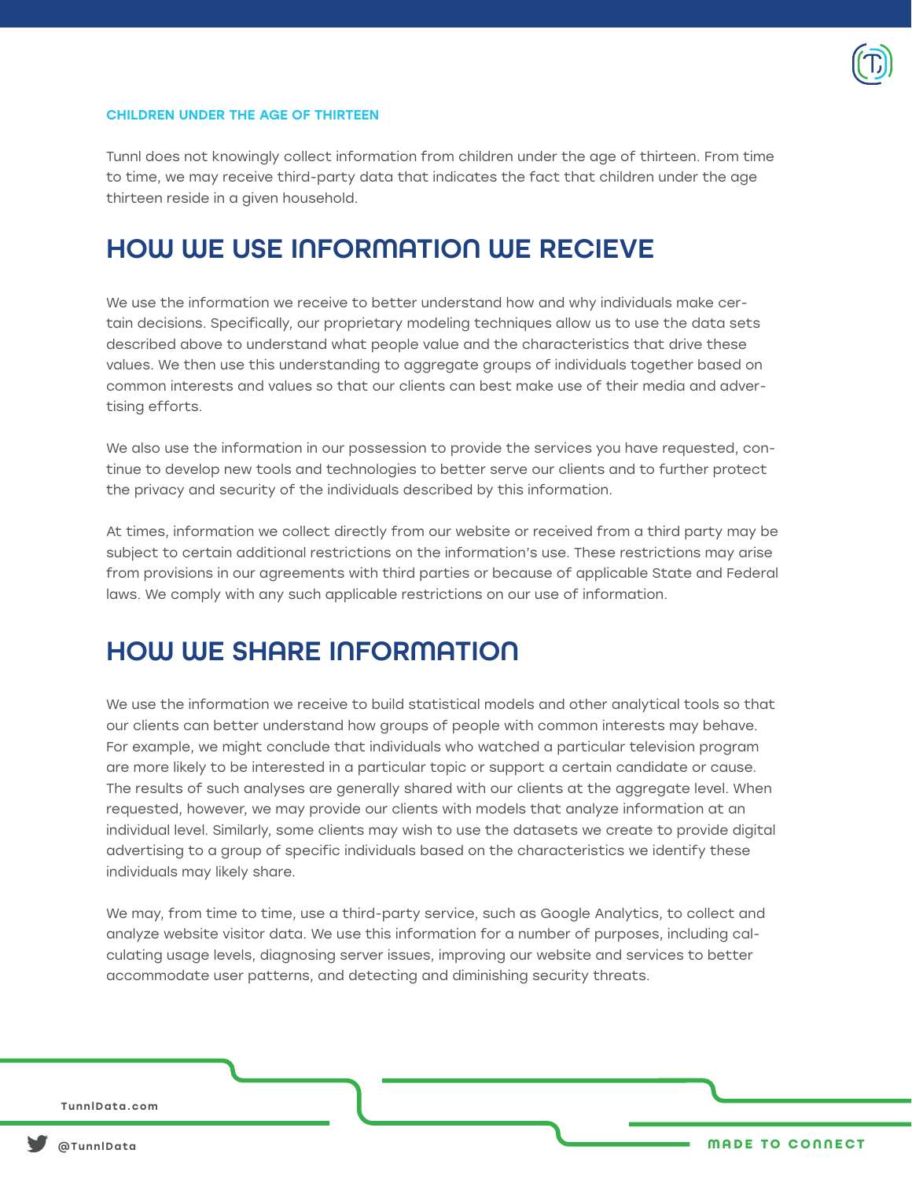### CHILDREN UNDER THE AGE OF THIRTEEN

Tunnl does not knowingly collect information from children under the age of thirteen. From time to time, we may receive third-party data that indicates the fact that children under the age thirteen reside in a given household.

## HOW WE USE INFORMATION WE RECIEVE

We use the information we receive to better understand how and why individuals make certain decisions. Specifically, our proprietary modeling techniques allow us to use the data sets described above to understand what people value and the characteristics that drive these values. We then use this understanding to aggregate groups of individuals together based on common interests and values so that our clients can best make use of their media and advertising efforts.

We also use the information in our possession to provide the services you have requested, continue to develop new tools and technologies to better serve our clients and to further protect the privacy and security of the individuals described by this information.

At times, information we collect directly from our website or received from a third party may be subject to certain additional restrictions on the information's use. These restrictions may arise from provisions in our agreements with third parties or because of applicable State and Federal laws. We comply with any such applicable restrictions on our use of information.

## HOW WE SHARE INFORMATION

We use the information we receive to build statistical models and other analytical tools so that our clients can better understand how groups of people with common interests may behave. For example, we might conclude that individuals who watched a particular television program are more likely to be interested in a particular topic or support a certain candidate or cause. The results of such analyses are generally shared with our clients at the aggregate level. When requested, however, we may provide our clients with models that analyze information at an individual level. Similarly, some clients may wish to use the datasets we create to provide digital advertising to a group of specific individuals based on the characteristics we identify these individuals may likely share.

We may, from time to time, use a third-party service, such as Google Analytics, to collect and analyze website visitor data. We use this information for a number of purposes, including calculating usage levels, diagnosing server issues, improving our website and services to better accommodate user patterns, and detecting and diminishing security threats.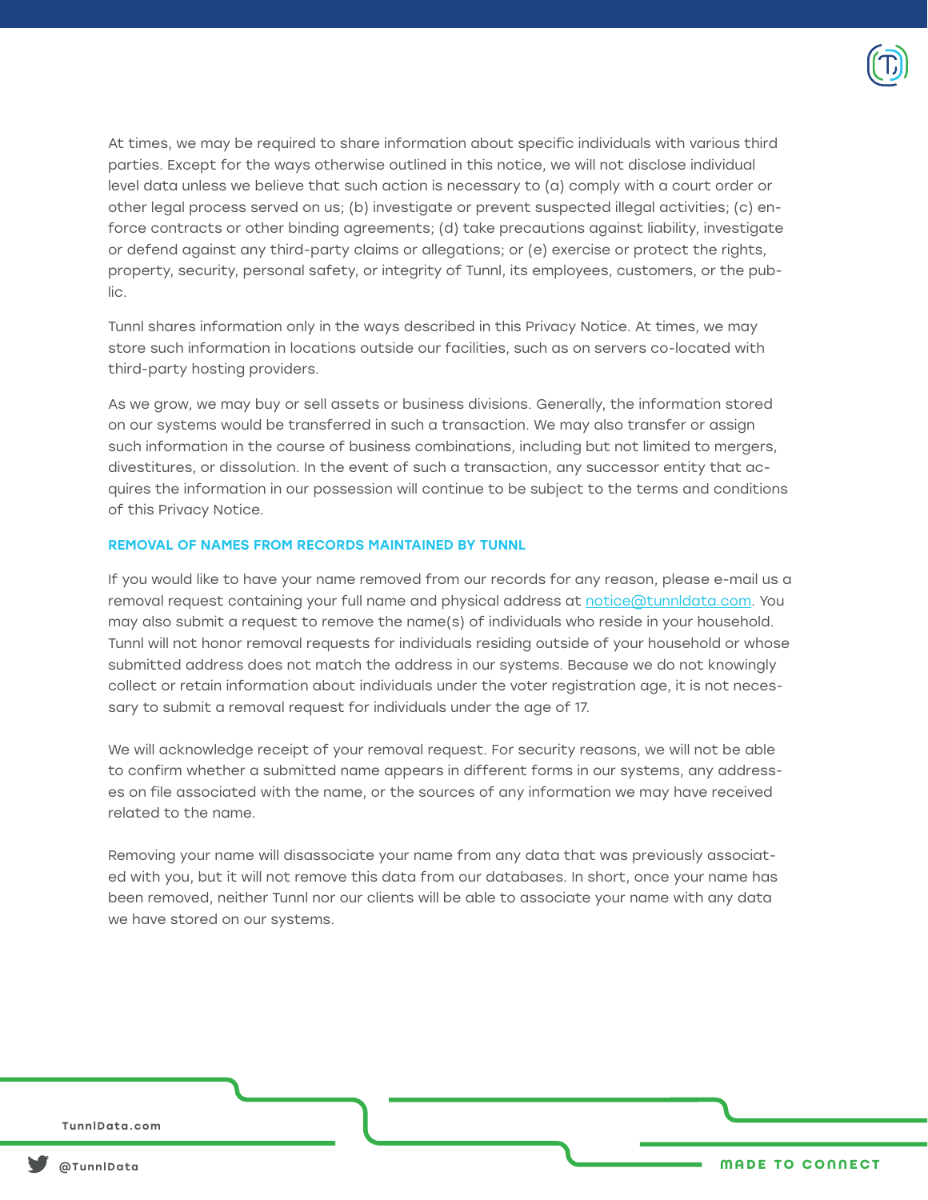At times, we may be required to share information about specific individuals with various third parties. Except for the ways otherwise outlined in this notice, we will not disclose individual level data unless we believe that such action is necessary to (a) comply with a court order or other legal process served on us; (b) investigate or prevent suspected illegal activities; (c) enforce contracts or other binding agreements; (d) take precautions against liability, investigate or defend against any third-party claims or allegations; or (e) exercise or protect the rights, property, security, personal safety, or integrity of Tunnl, its employees, customers, or the public.

Tunnl shares information only in the ways described in this Privacy Notice. At times, we may store such information in locations outside our facilities, such as on servers co-located with third-party hosting providers.

As we grow, we may buy or sell assets or business divisions. Generally, the information stored on our systems would be transferred in such a transaction. We may also transfer or assign such information in the course of business combinations, including but not limited to mergers, divestitures, or dissolution. In the event of such a transaction, any successor entity that acquires the information in our possession will continue to be subject to the terms and conditions of this Privacy Notice.

### REMOVAL OF NAMES FROM RECORDS MAINTAINED BY TUNNL

If you would like to have your name removed from our records for any reason, please e-mail us a removal request containing your full name and physical address at notice@tunnldata.com. You may also submit a request to remove the name(s) of individuals who reside in your household. Tunnl will not honor removal requests for individuals residing outside of your household or whose submitted address does not match the address in our systems. Because we do not knowingly collect or retain information about individuals under the voter registration age, it is not necessary to submit a removal request for individuals under the age of 17.

We will acknowledge receipt of your removal request. For security reasons, we will not be able to confirm whether a submitted name appears in different forms in our systems, any addresses on file associated with the name, or the sources of any information we may have received related to the name.

Removing your name will disassociate your name from any data that was previously associated with you, but it will not remove this data from our databases. In short, once your name has been removed, neither Tunnl nor our clients will be able to associate your name with any data we have stored on our systems.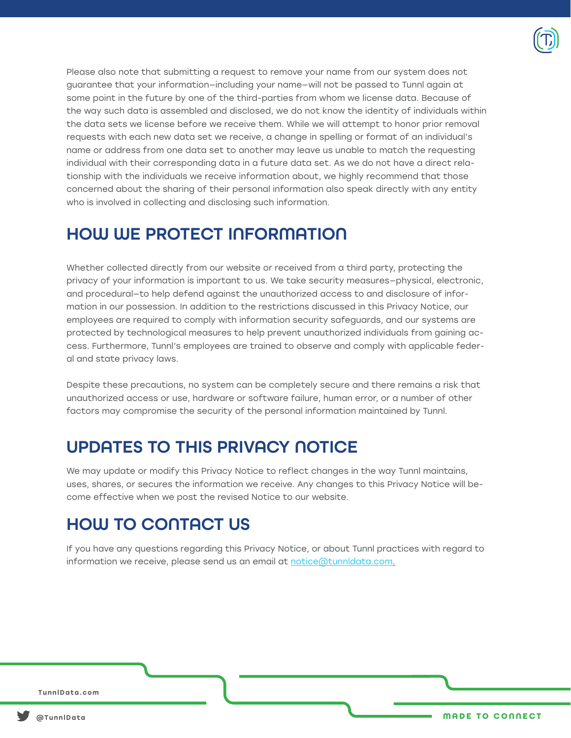Please also note that submitting a request to remove your name from our system does not guarantee that your information—including your name—will not be passed to Tunnl again at some point in the future by one of the third-parties from whom we license data. Because of the way such data is assembled and disclosed, we do not know the identity of individuals within the data sets we license before we receive them. While we will attempt to honor prior removal requests with each new data set we receive, a change in spelling or format of an individual's name or address from one data set to another may leave us unable to match the requesting individual with their corresponding data in a future data set. As we do not have a direct relationship with the individuals we receive information about, we highly recommend that those concerned about the sharing of their personal information also speak directly with any entity who is involved in collecting and disclosing such information.

## HOW WE PROTECT INFORMATION

Whether collected directly from our website or received from a third party, protecting the privacy of your information is important to us. We take security measures—physical, electronic, and procedural—to help defend against the unauthorized access to and disclosure of information in our possession. In addition to the restrictions discussed in this Privacy Notice, our employees are required to comply with information security safeguards, and our systems are protected by technological measures to help prevent unauthorized individuals from gaining access. Furthermore, Tunnl's employees are trained to observe and comply with applicable federal and state privacy laws.

Despite these precautions, no system can be completely secure and there remains a risk that unauthorized access or use, hardware or software failure, human error, or a number of other factors may compromise the security of the personal information maintained by Tunnl.

## UPDATES TO THIS PRIVACY NOTICE

We may update or modify this Privacy Notice to reflect changes in the way Tunnl maintains, uses, shares, or secures the information we receive. Any changes to this Privacy Notice will become effective when we post the revised Notice to our website.

## HOW TO CONTACT US

If you have any questions regarding this Privacy Notice, or about Tunnl practices with regard to information we receive, please send us an email at notice@tunnldata.com.